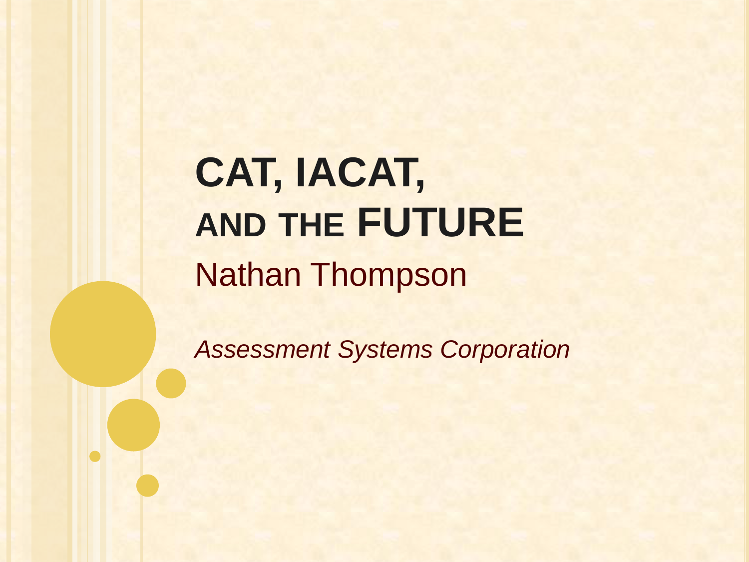# CAT, IACAT, AND THE FUTURE

Nathan Thompson

*Assessment Systems Corporation*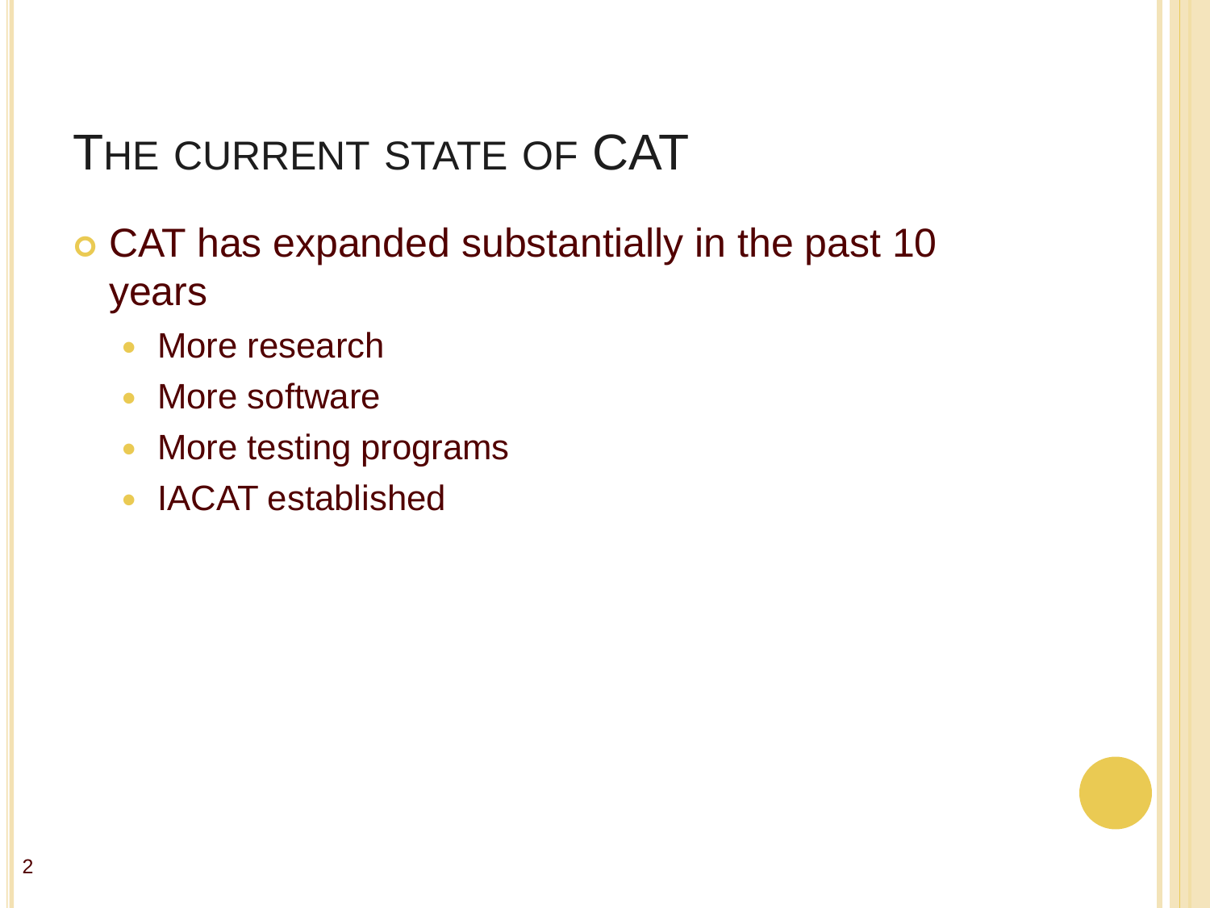# The current state of CAT

- CAT has expanded substantially in the past 10 years
  - More research
  - More software
  - More testing programs
  - IACAT established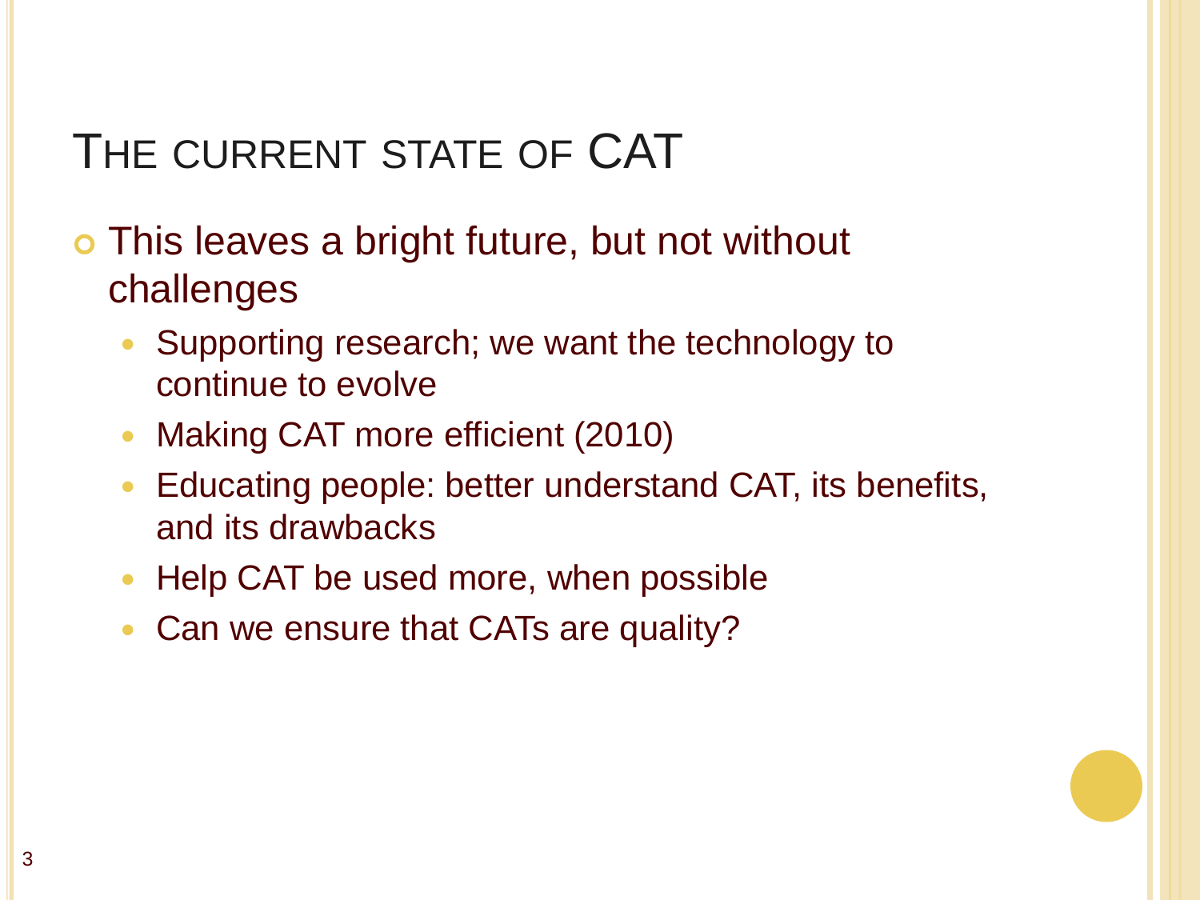# The current state of CAT

- This leaves a bright future, but not without challenges
  - Supporting research; we want the technology to continue to evolve
  - Making CAT more efficient (2010)
  - Educating people: better understand CAT, its benefits, and its drawbacks
  - Help CAT be used more, when possible
  - Can we ensure that CATs are quality?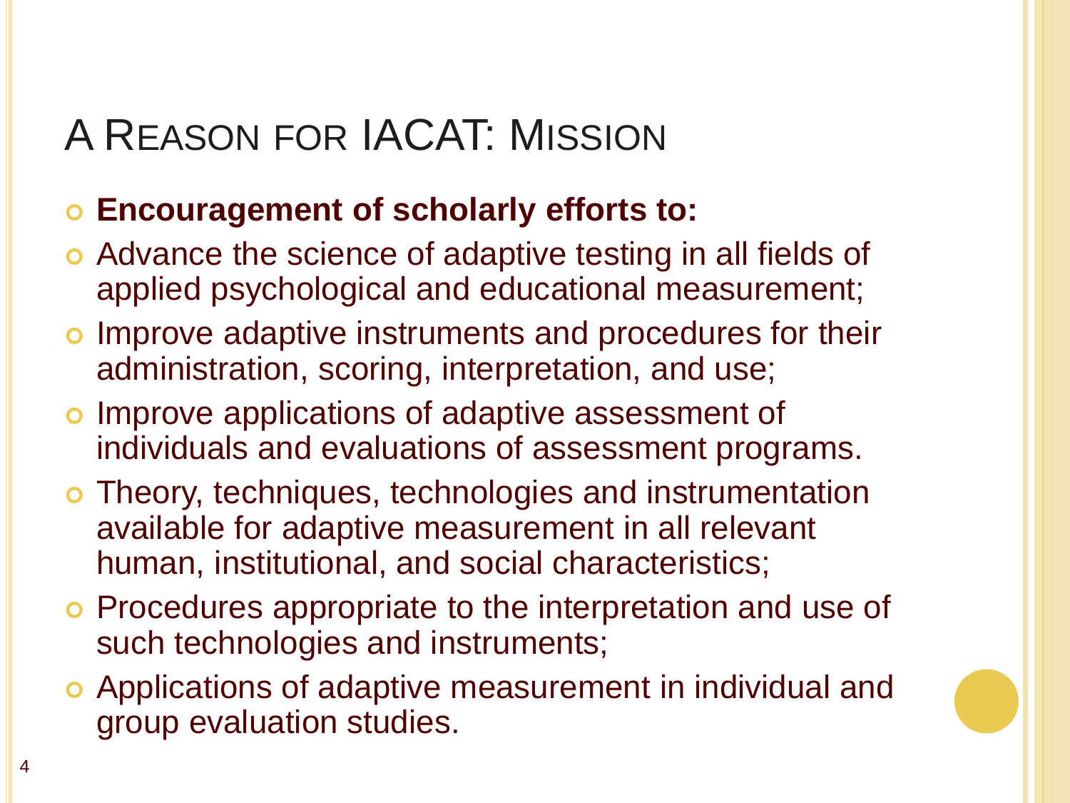# A Reason for IACAT: Mission

- **Encouragement of scholarly efforts to:**
- Advance the science of adaptive testing in all fields of applied psychological and educational measurement;
- Improve adaptive instruments and procedures for their administration, scoring, interpretation, and use;
- Improve applications of adaptive assessment of individuals and evaluations of assessment programs.
- Theory, techniques, technologies and instrumentation available for adaptive measurement in all relevant human, institutional, and social characteristics;
- Procedures appropriate to the interpretation and use of such technologies and instruments;
- Applications of adaptive measurement in individual and group evaluation studies.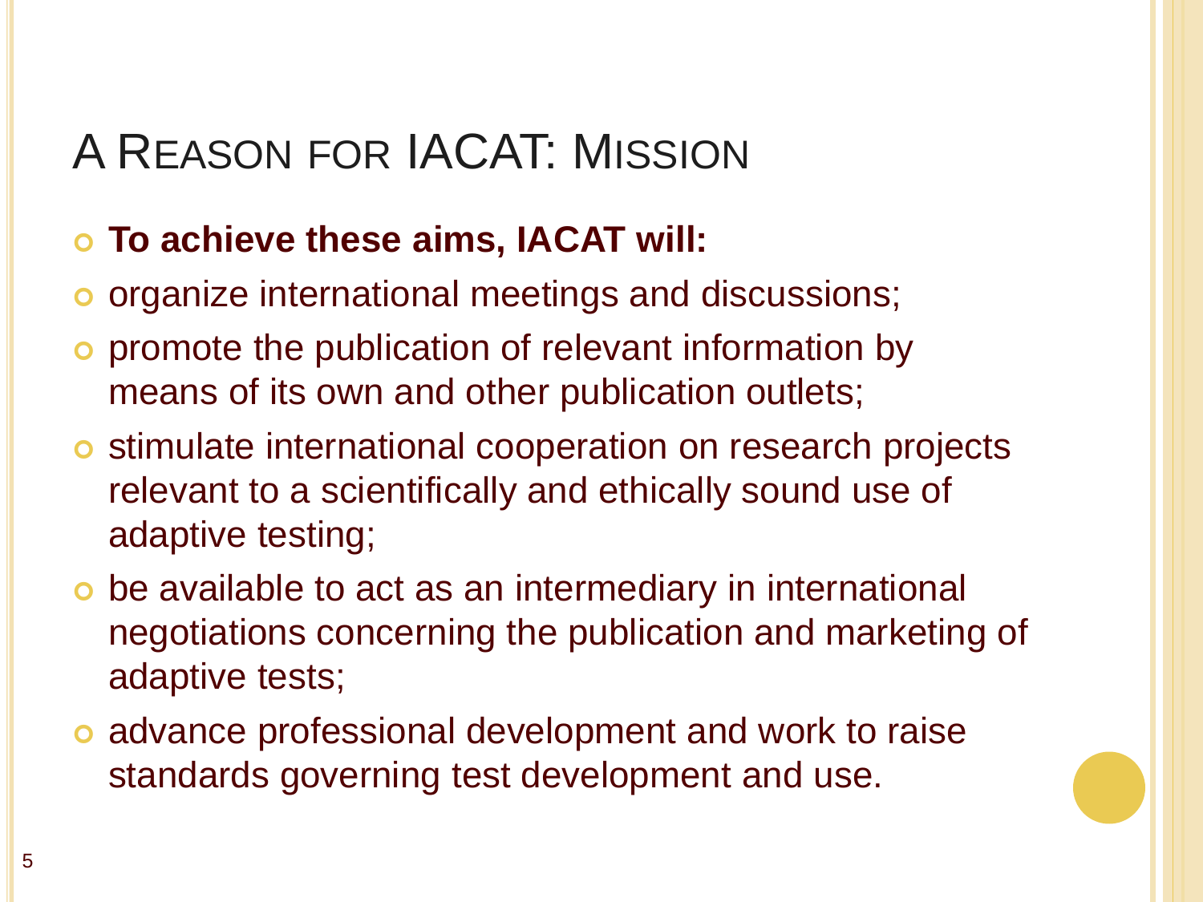# A Reason for IACAT: Mission

- **To achieve these aims, IACAT will:**
- organize international meetings and discussions;
- promote the publication of relevant information by means of its own and other publication outlets;
- stimulate international cooperation on research projects relevant to a scientifically and ethically sound use of adaptive testing;
- be available to act as an intermediary in international negotiations concerning the publication and marketing of adaptive tests;
- advance professional development and work to raise standards governing test development and use.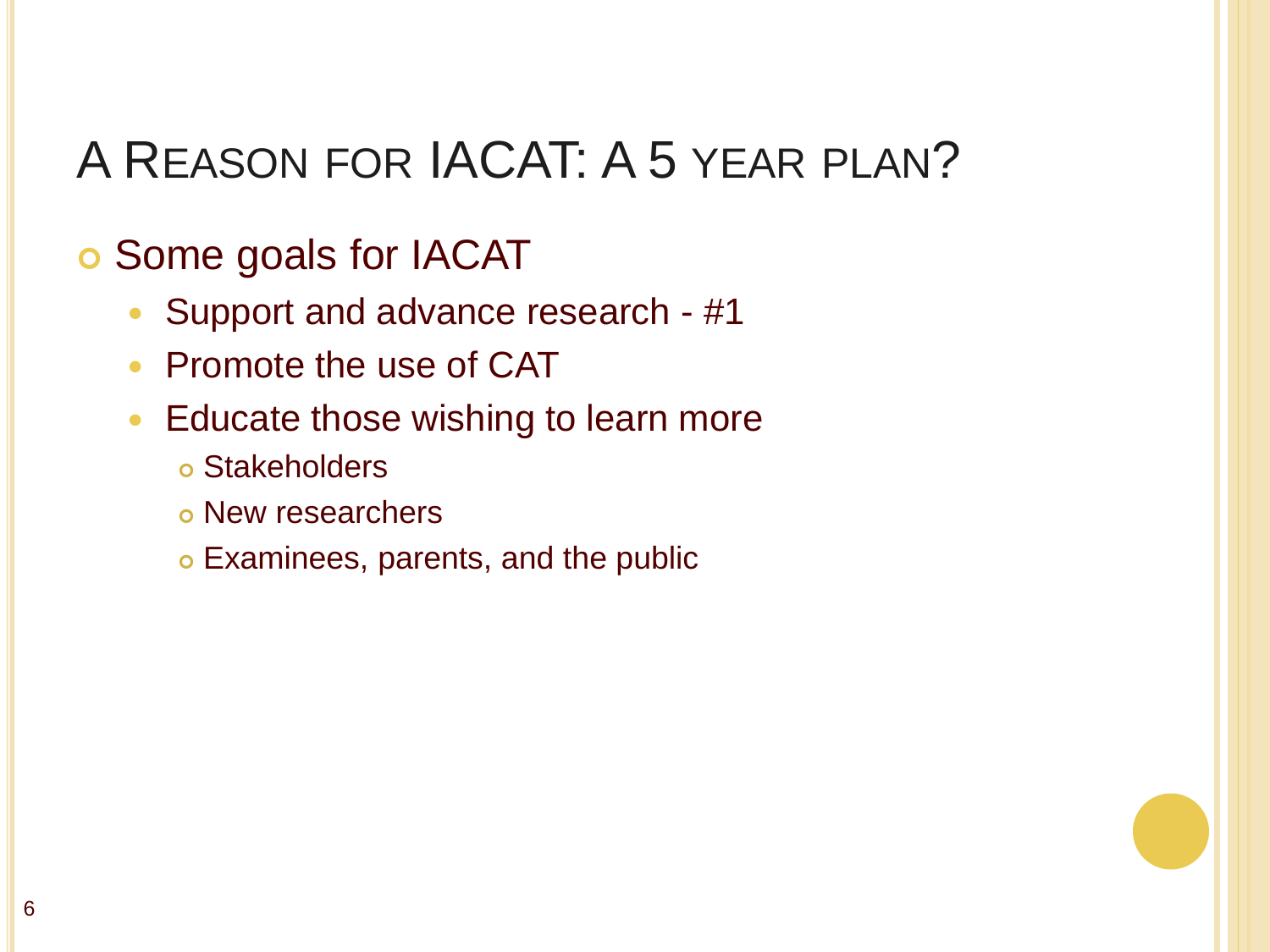# A Reason for IACAT: A 5 Year Plan?

- Some goals for IACAT
  - Support and advance research - #1
  - Promote the use of CAT
  - Educate those wishing to learn more
    - Stakeholders
    - New researchers
    - Examinees, parents, and the public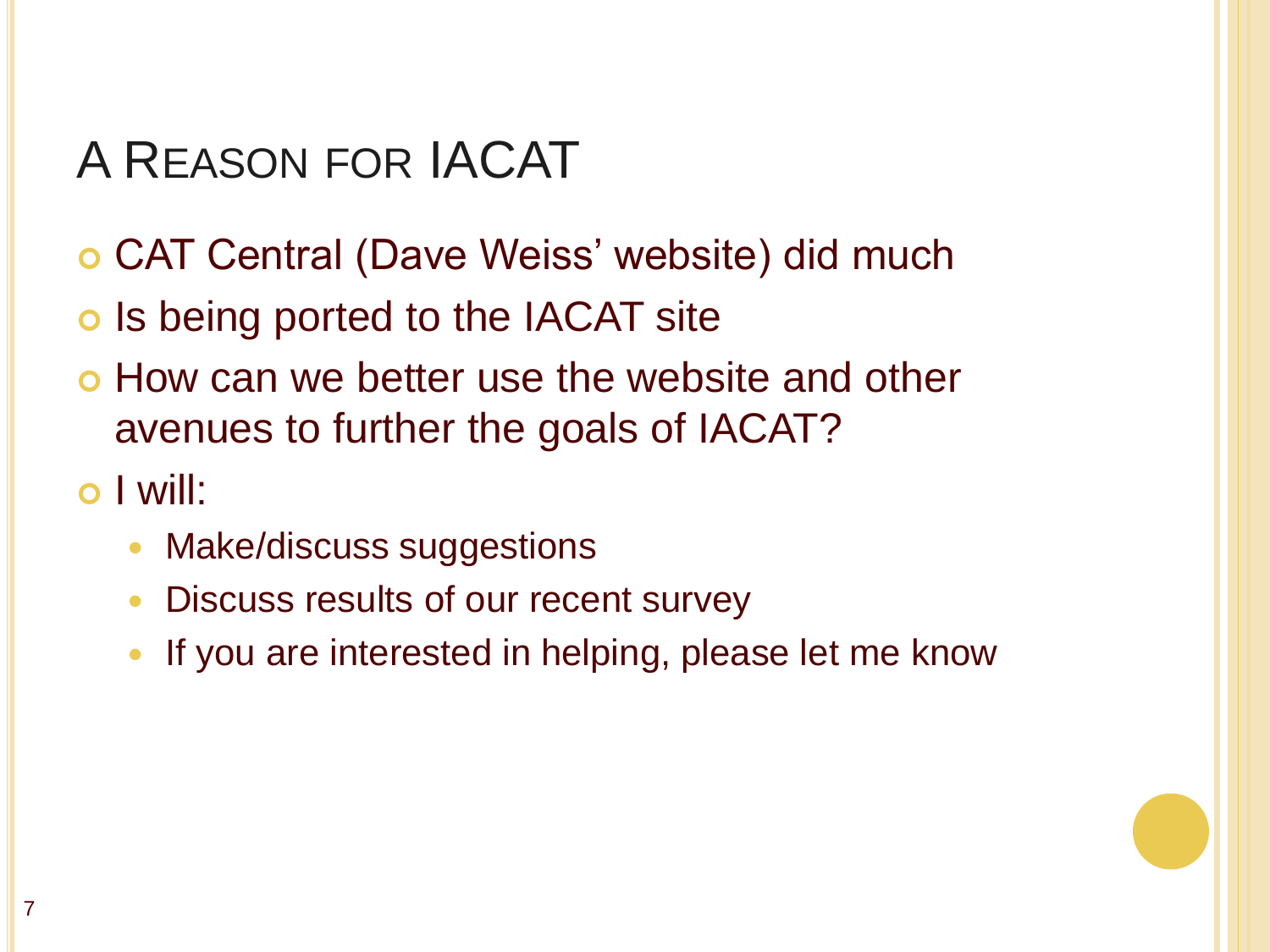# A Reason for IACAT

- CAT Central (Dave Weiss' website) did much
- Is being ported to the IACAT site
- How can we better use the website and other avenues to further the goals of IACAT?
- I will:
  - Make/discuss suggestions
  - Discuss results of our recent survey
  - If you are interested in helping, please let me know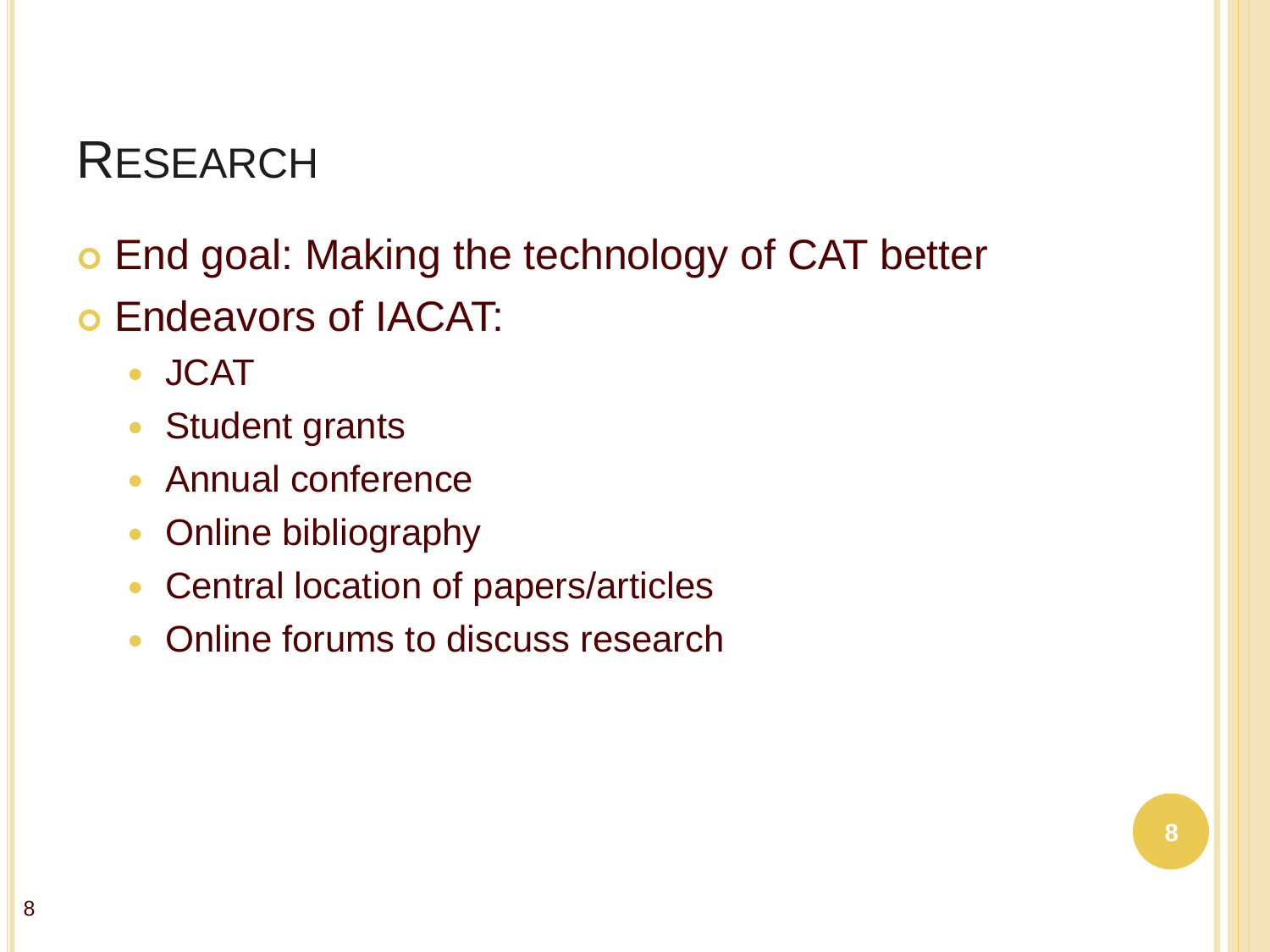# Research

- End goal: Making the technology of CAT better
- Endeavors of IACAT:
  - JCAT
  - Student grants
  - Annual conference
  - Online bibliography
  - Central location of papers/articles
  - Online forums to discuss research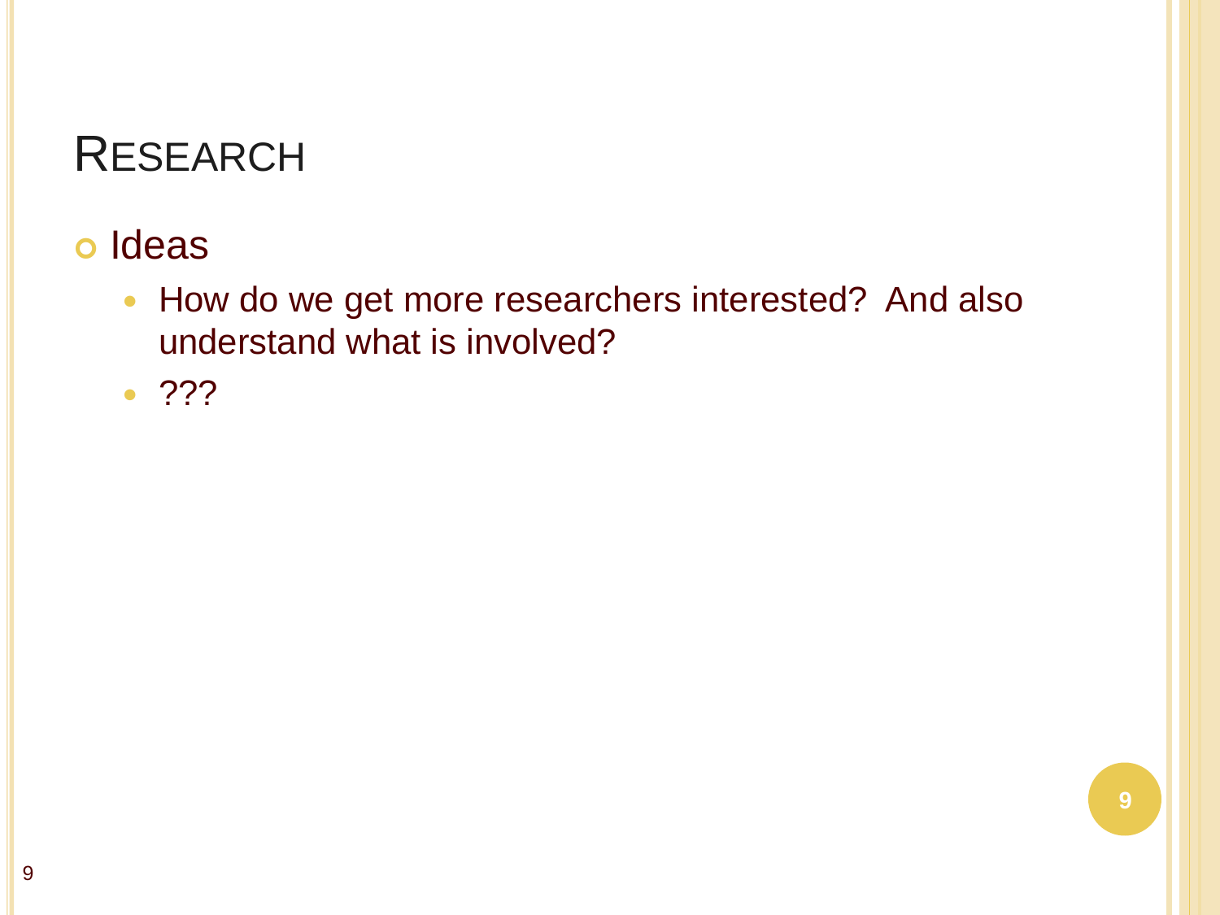# RESEARCH

- Ideas
  - How do we get more researchers interested?  And also understand what is involved?
  - ???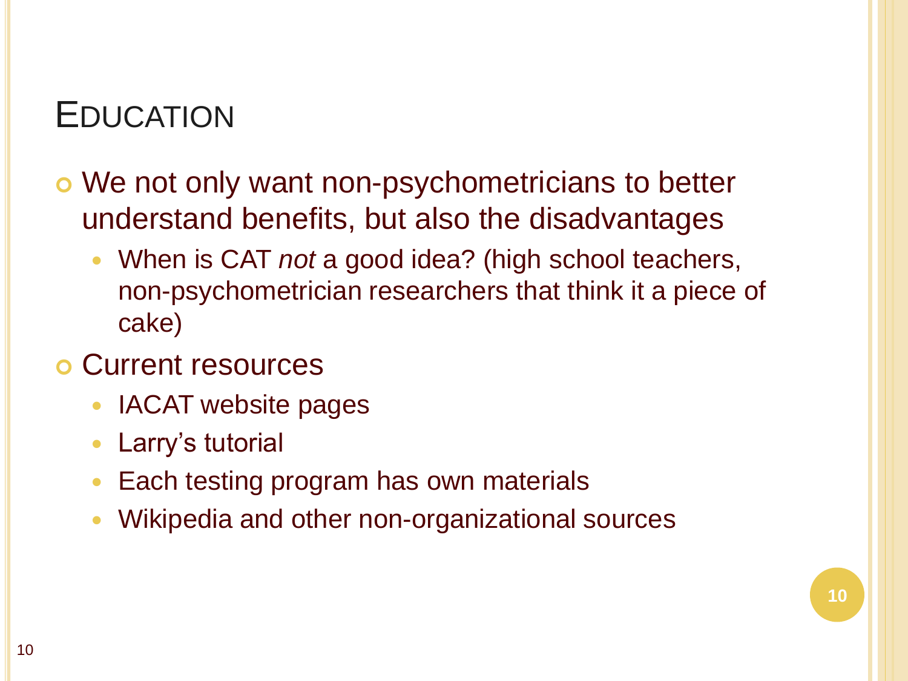# Education

- We not only want non-psychometricians to better understand benefits, but also the disadvantages
  - When is CAT *not* a good idea? (high school teachers, non-psychometrician researchers that think it a piece of cake)
- Current resources
  - IACAT website pages
  - Larry's tutorial
  - Each testing program has own materials
  - Wikipedia and other non-organizational sources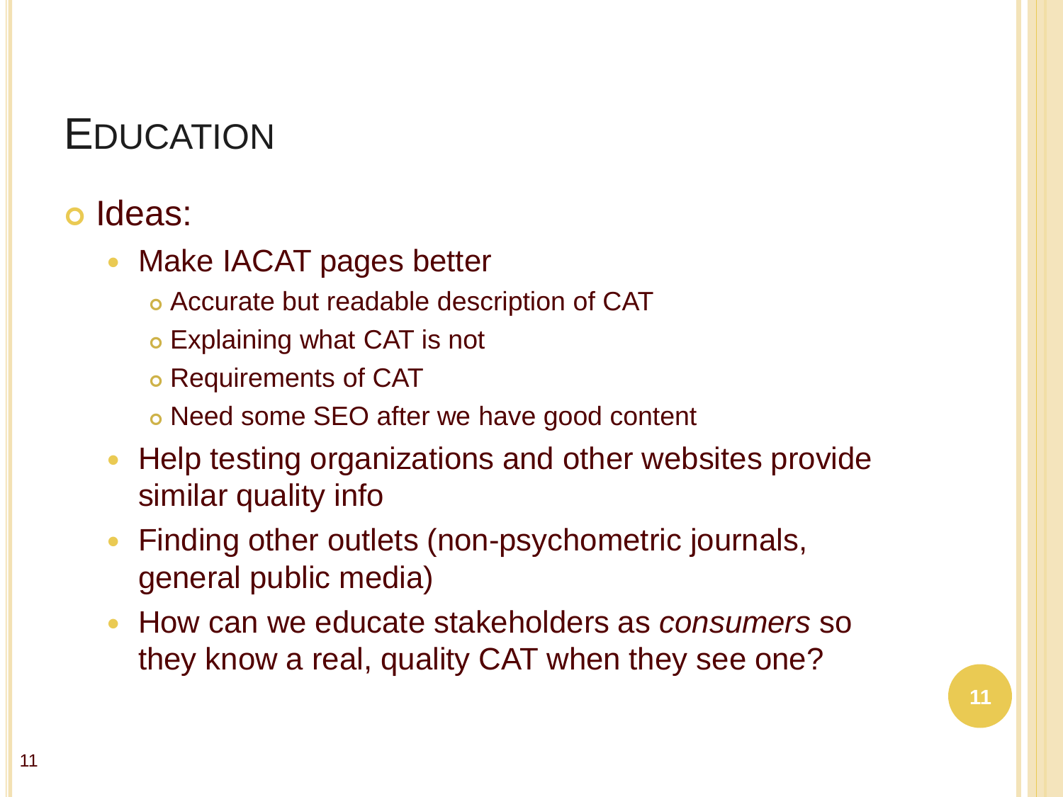# Education

- Ideas:
  - Make IACAT pages better
    - Accurate but readable description of CAT
    - Explaining what CAT is not
    - Requirements of CAT
    - Need some SEO after we have good content
  - Help testing organizations and other websites provide similar quality info
  - Finding other outlets (non-psychometric journals, general public media)
  - How can we educate stakeholders as *consumers* so they know a real, quality CAT when they see one?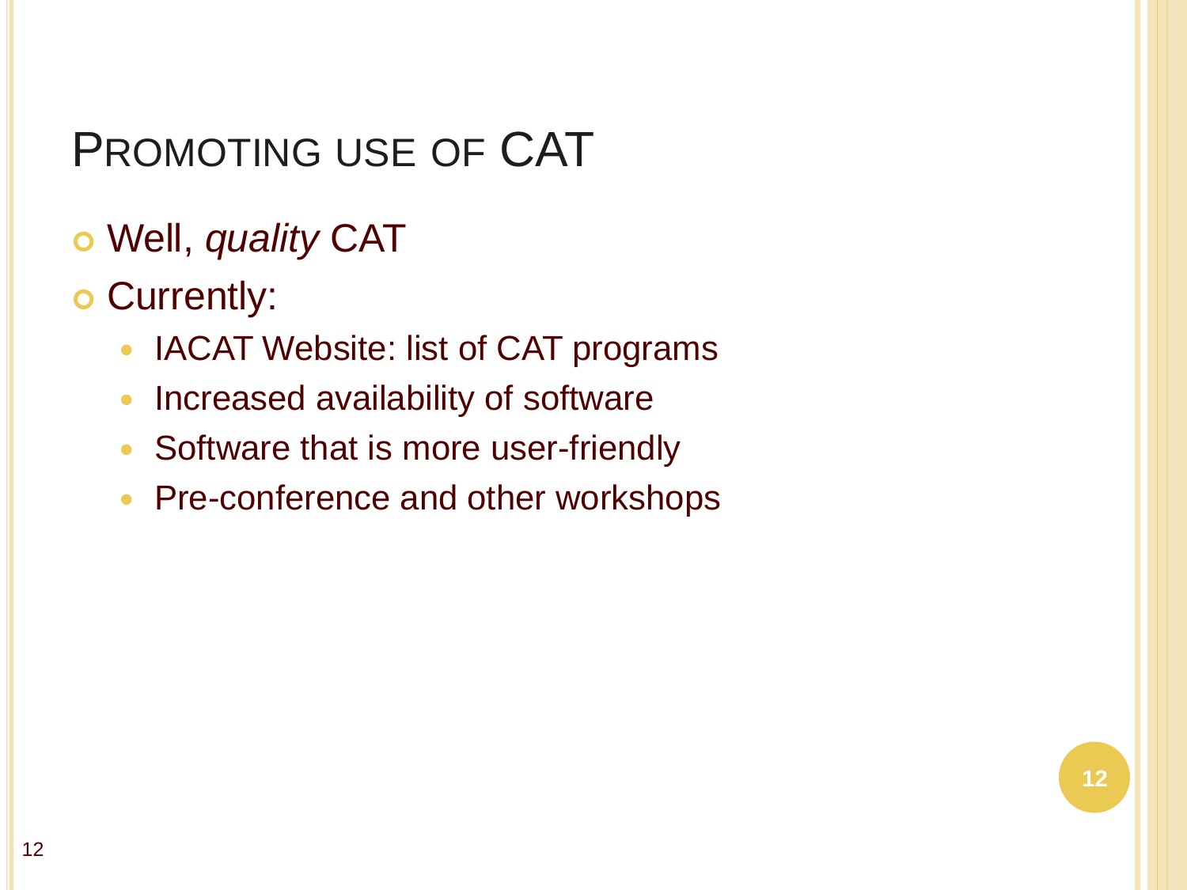# Promoting use of CAT

- Well, *quality* CAT
- Currently:
  - IACAT Website: list of CAT programs
  - Increased availability of software
  - Software that is more user-friendly
  - Pre-conference and other workshops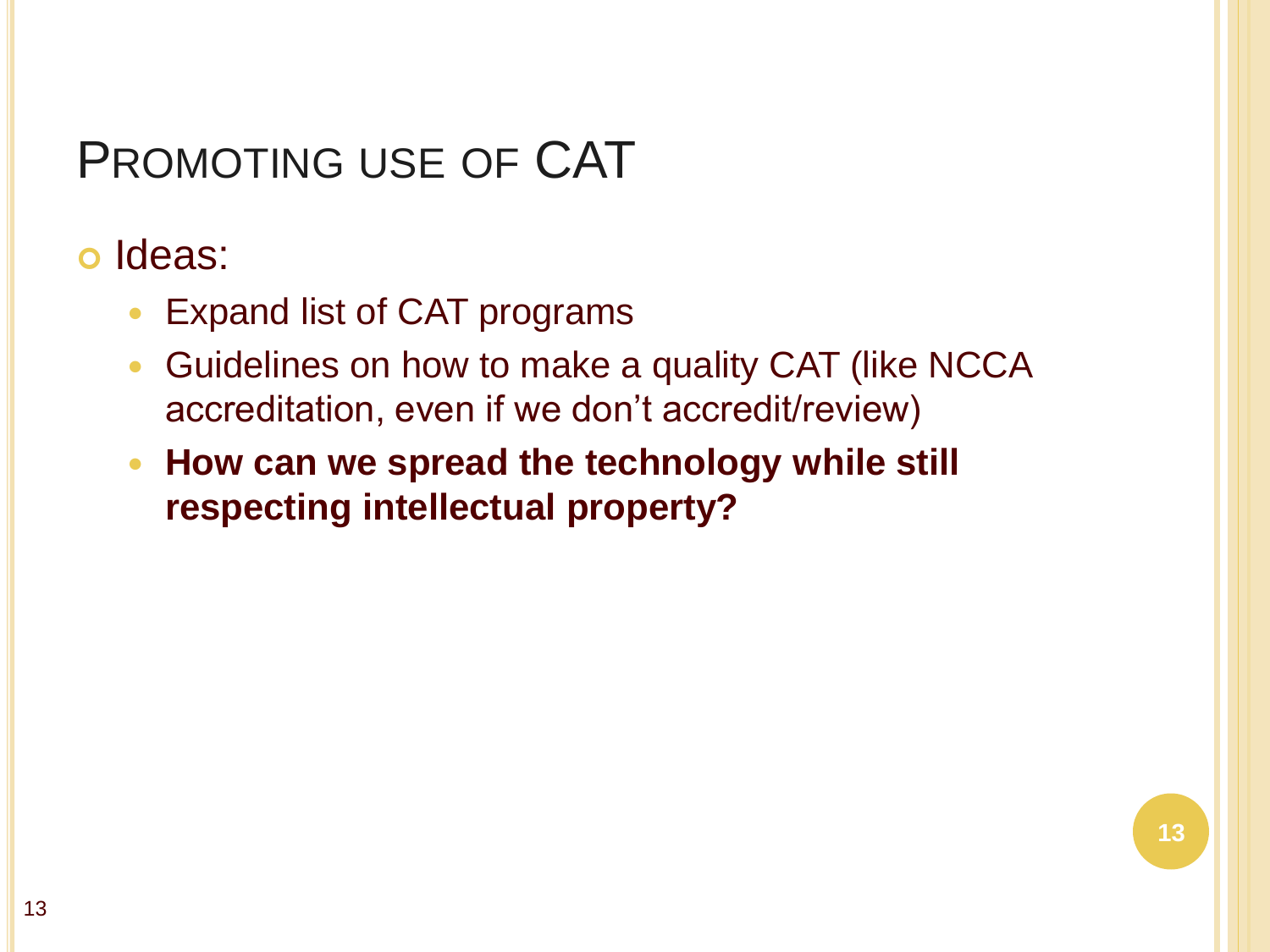# Promoting use of CAT

- Ideas:
  - Expand list of CAT programs
  - Guidelines on how to make a quality CAT (like NCCA accreditation, even if we don't accredit/review)
  - **How can we spread the technology while still respecting intellectual property?**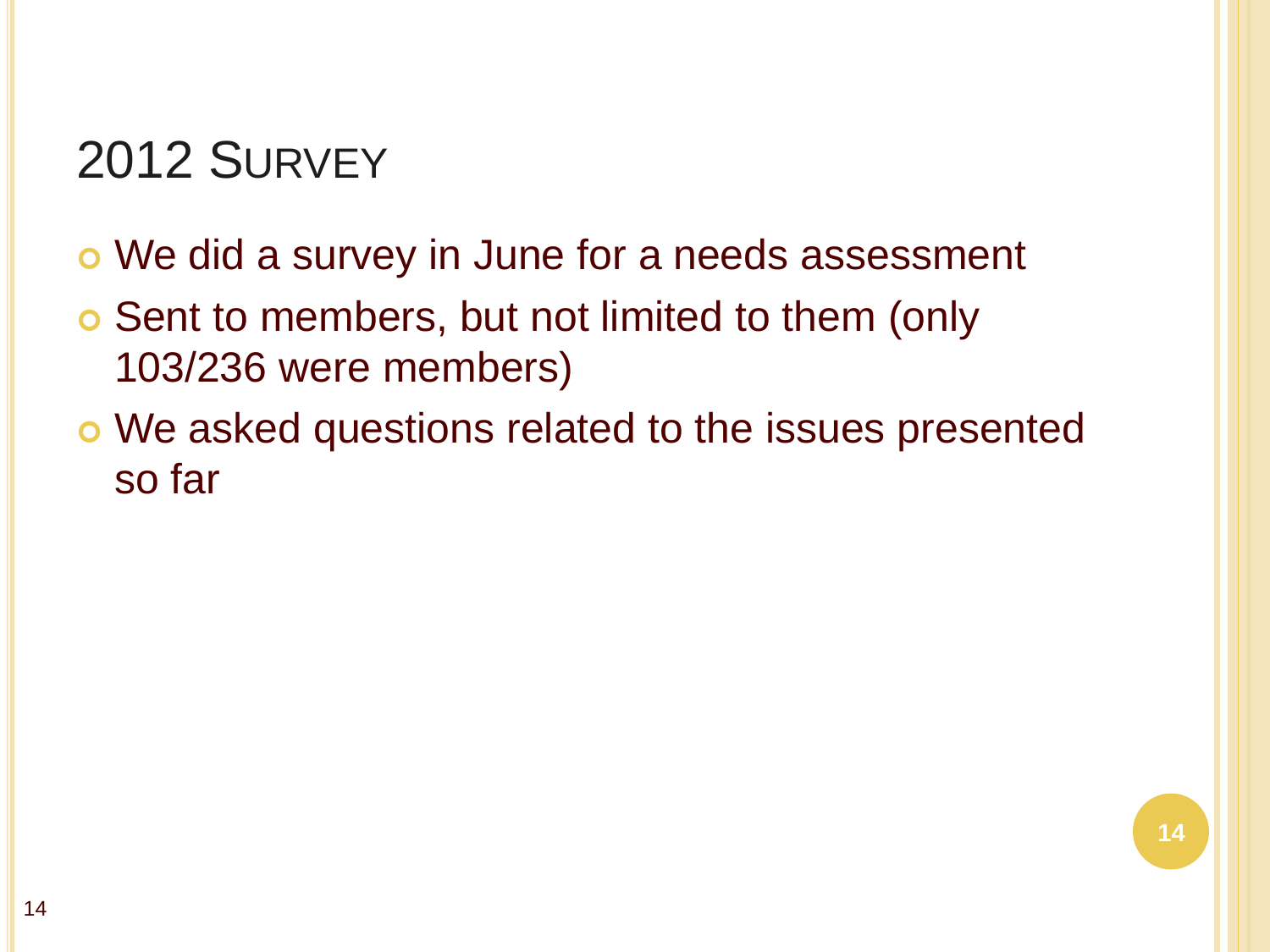# 2012 Survey

- We did a survey in June for a needs assessment
- Sent to members, but not limited to them (only 103/236 were members)
- We asked questions related to the issues presented so far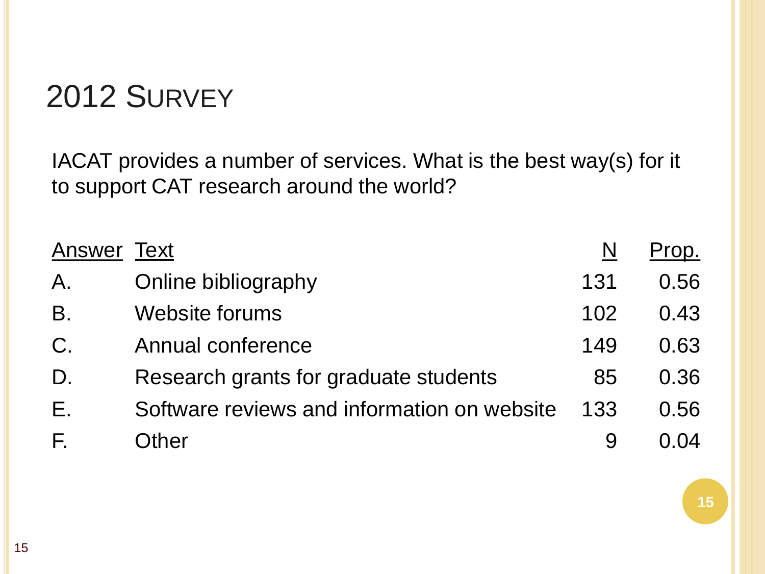# 2012 Survey

IACAT provides a number of services. What is the best way(s) for it to support CAT research around the world?

| Answer | Text | N | Prop. |
|---|---|---|---|
| A. | Online bibliography | 131 | 0.56 |
| B. | Website forums | 102 | 0.43 |
| C. | Annual conference | 149 | 0.63 |
| D. | Research grants for graduate students | 85 | 0.36 |
| E. | Software reviews and information on website | 133 | 0.56 |
| F. | Other | 9 | 0.04 |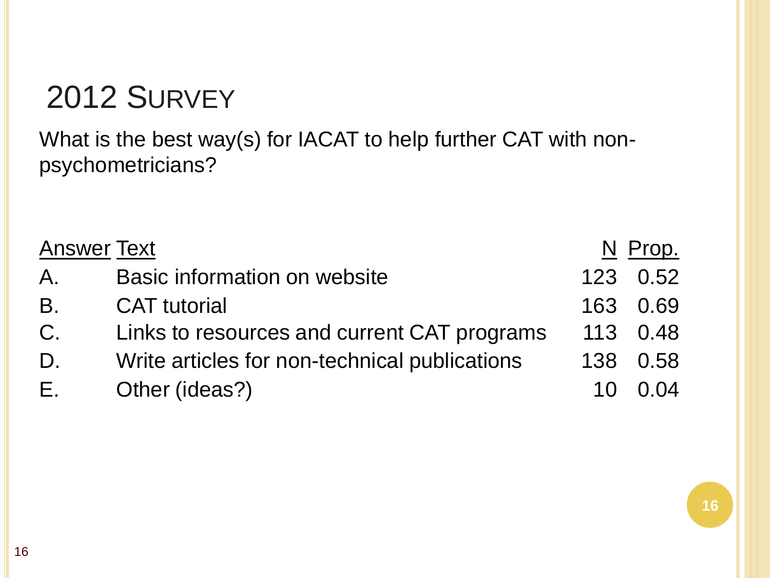# 2012 Survey

What is the best way(s) for IACAT to help further CAT with non-psychometricians?

| Answer | Text | N | Prop. |
|---|---|---|---|
| A. | Basic information on website | 123 | 0.52 |
| B. | CAT tutorial | 163 | 0.69 |
| C. | Links to resources and current CAT programs | 113 | 0.48 |
| D. | Write articles for non-technical publications | 138 | 0.58 |
| E. | Other (ideas?) | 10 | 0.04 |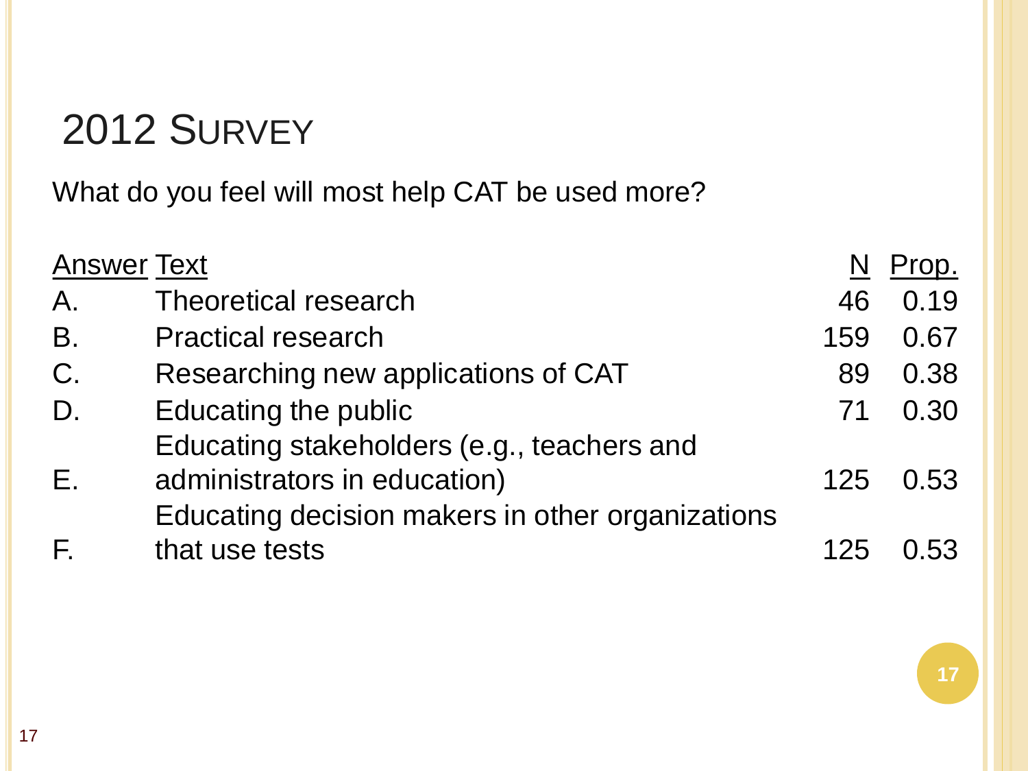# 2012 Survey

What do you feel will most help CAT be used more?

| Answer | Text | N | Prop. |
|---|---|---|---|
| A. | Theoretical research | 46 | 0.19 |
| B. | Practical research | 159 | 0.67 |
| C. | Researching new applications of CAT | 89 | 0.38 |
| D. | Educating the public | 71 | 0.30 |
| E. | Educating stakeholders (e.g., teachers and administrators in education) | 125 | 0.53 |
| F. | Educating decision makers in other organizations that use tests | 125 | 0.53 |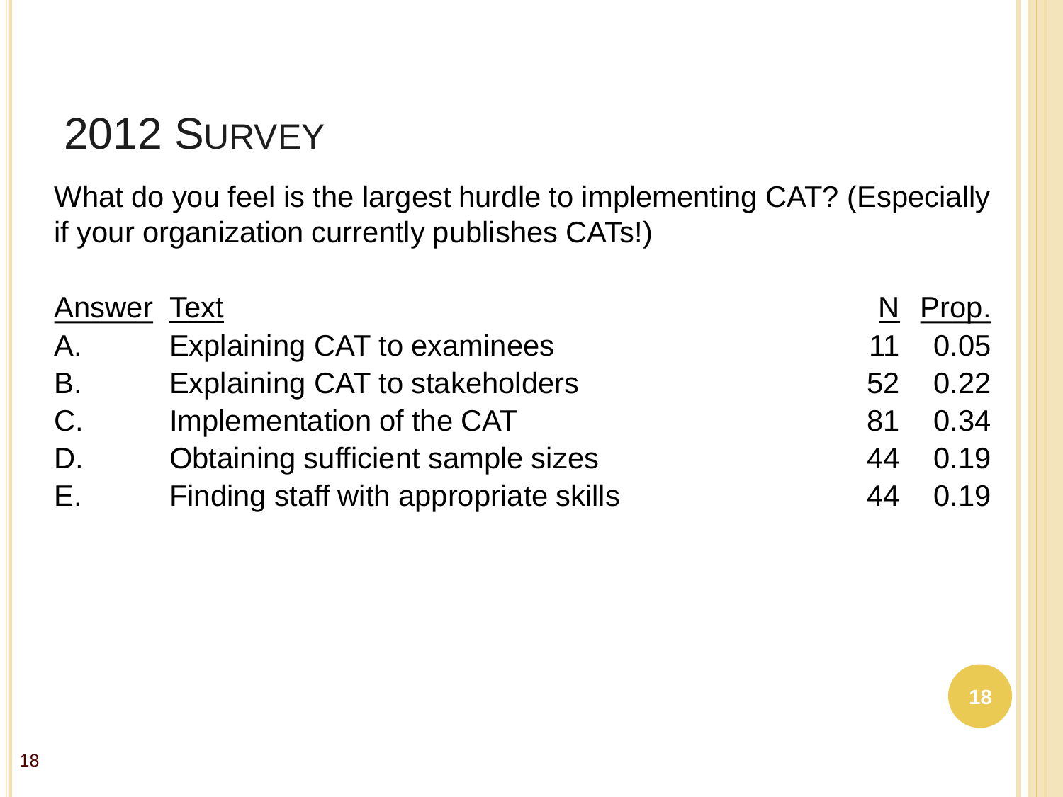# 2012 Survey

What do you feel is the largest hurdle to implementing CAT? (Especially if your organization currently publishes CATs!)

| Answer | Text | N | Prop. |
|---|---|---|---|
| A. | Explaining CAT to examinees | 11 | 0.05 |
| B. | Explaining CAT to stakeholders | 52 | 0.22 |
| C. | Implementation of the CAT | 81 | 0.34 |
| D. | Obtaining sufficient sample sizes | 44 | 0.19 |
| E. | Finding staff with appropriate skills | 44 | 0.19 |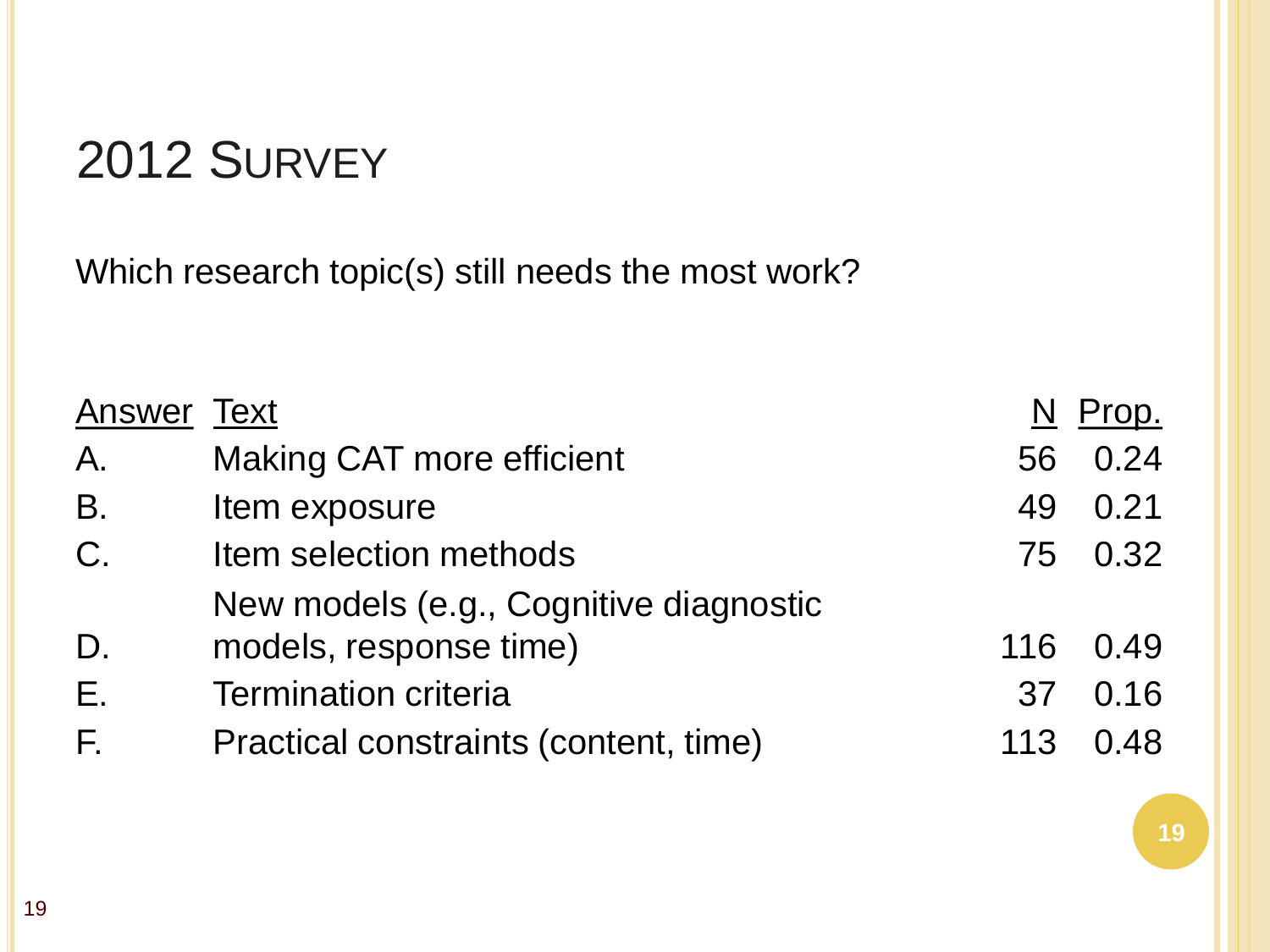# 2012 Survey

Which research topic(s) still needs the most work?

| Answer | Text | N | Prop. |
|---|---|---|---|
| A. | Making CAT more efficient | 56 | 0.24 |
| B. | Item exposure | 49 | 0.21 |
| C. | Item selection methods | 75 | 0.32 |
| D. | New models (e.g., Cognitive diagnostic models, response time) | 116 | 0.49 |
| E. | Termination criteria | 37 | 0.16 |
| F. | Practical constraints (content, time) | 113 | 0.48 |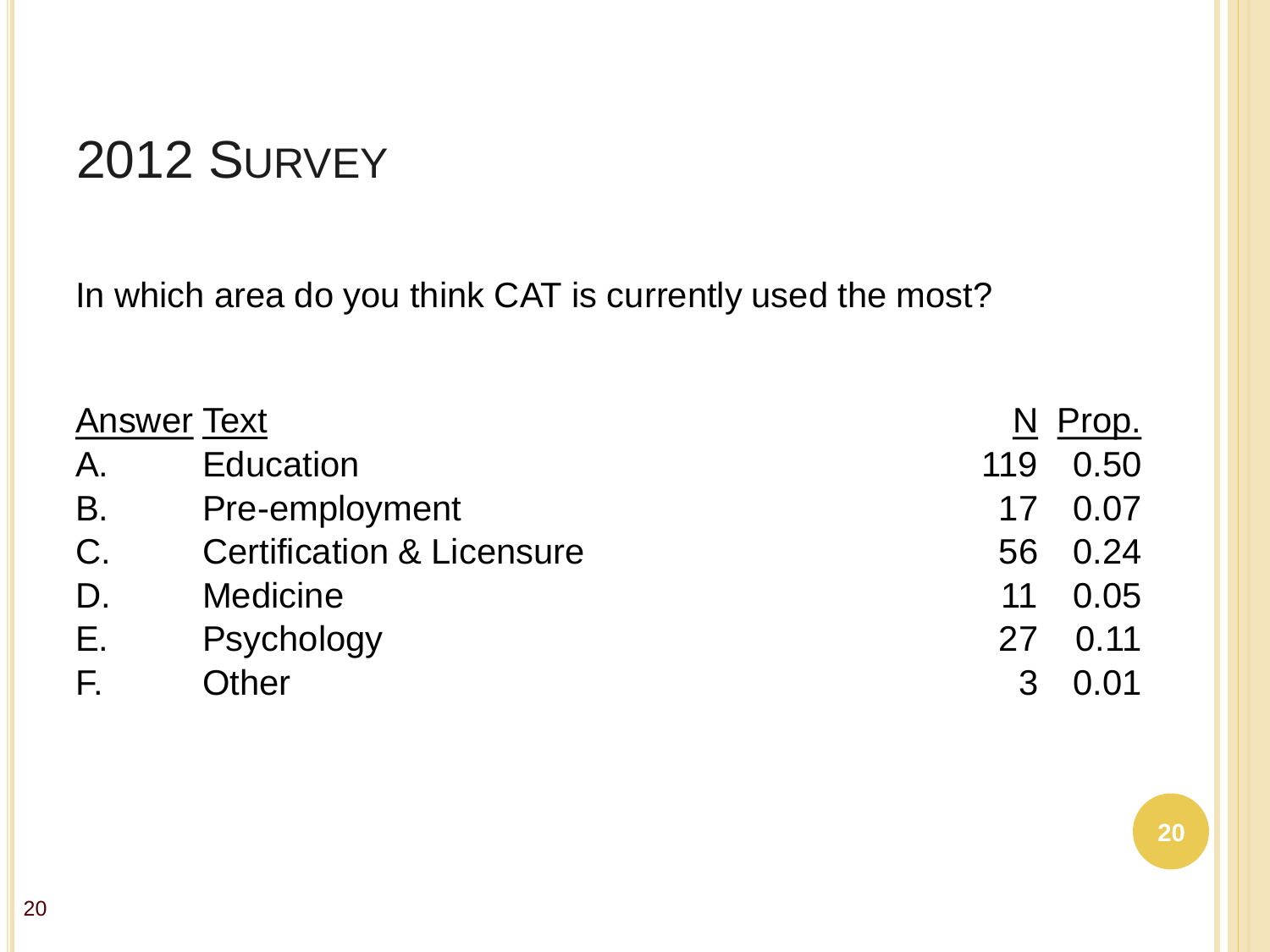# 2012 Survey

In which area do you think CAT is currently used the most?

| Answer | Text | N | Prop. |
|---|---|---|---|
| A. | Education | 119 | 0.50 |
| B. | Pre-employment | 17 | 0.07 |
| C. | Certification & Licensure | 56 | 0.24 |
| D. | Medicine | 11 | 0.05 |
| E. | Psychology | 27 | 0.11 |
| F. | Other | 3 | 0.01 |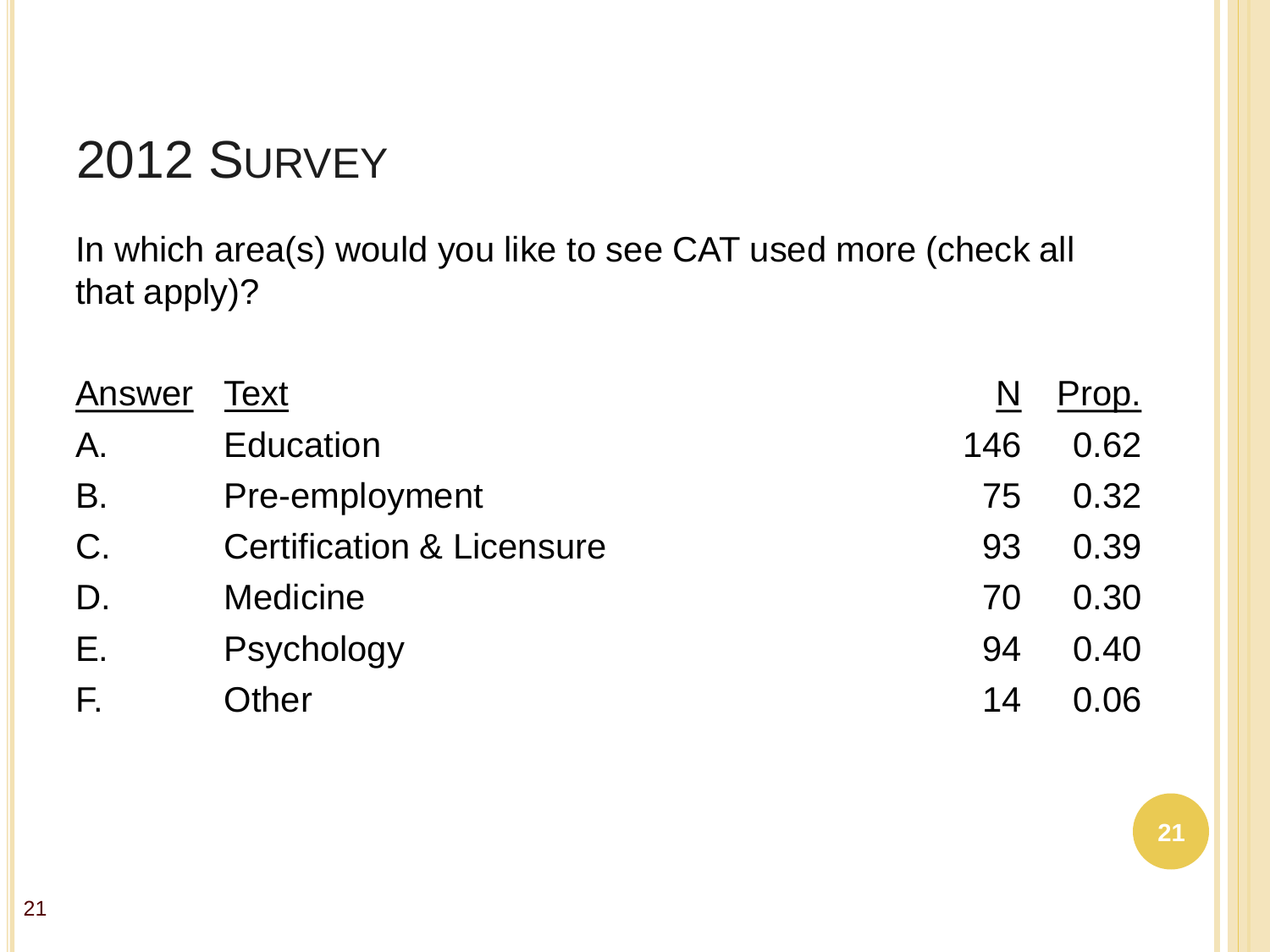# 2012 Survey

In which area(s) would you like to see CAT used more (check all that apply)?

| Answer | Text | N | Prop. |
|---|---|---|---|
| A. | Education | 146 | 0.62 |
| B. | Pre-employment | 75 | 0.32 |
| C. | Certification & Licensure | 93 | 0.39 |
| D. | Medicine | 70 | 0.30 |
| E. | Psychology | 94 | 0.40 |
| F. | Other | 14 | 0.06 |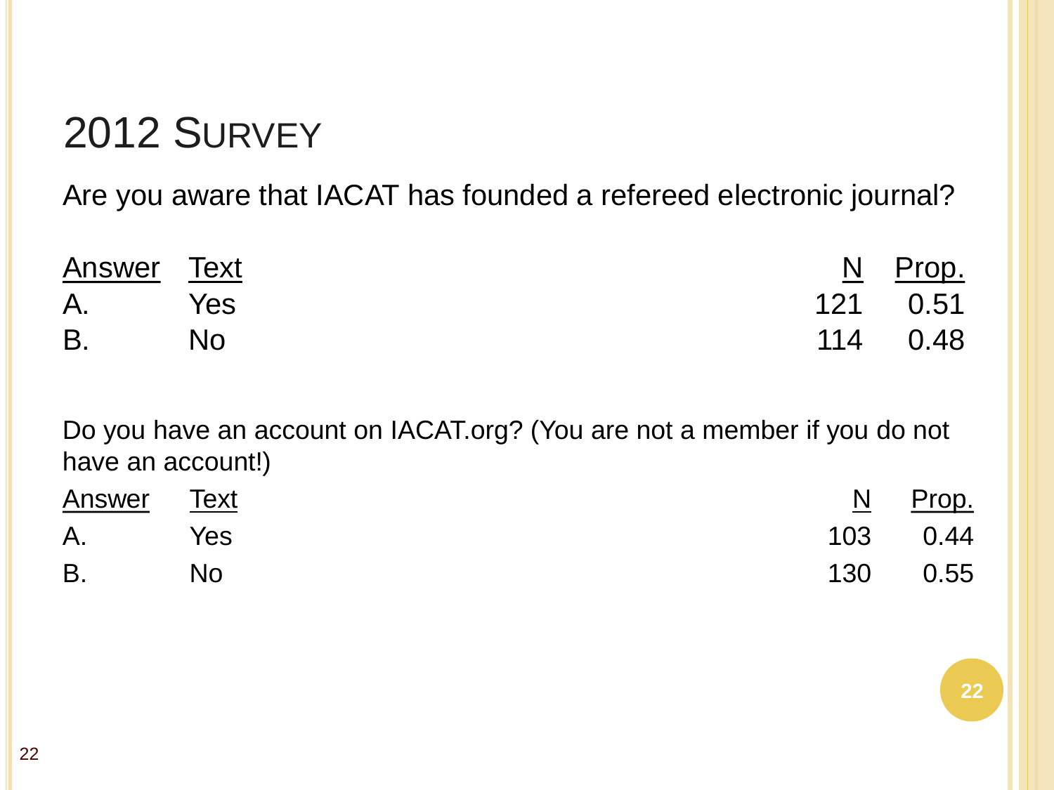# 2012 Survey

Are you aware that IACAT has founded a refereed electronic journal?

| Answer | Text | N | Prop. |
|---|---|---|---|
| A. | Yes | 121 | 0.51 |
| B. | No | 114 | 0.48 |

Do you have an account on IACAT.org? (You are not a member if you do not have an account!)

| Answer | Text | N | Prop. |
|---|---|---|---|
| A. | Yes | 103 | 0.44 |
| B. | No | 130 | 0.55 |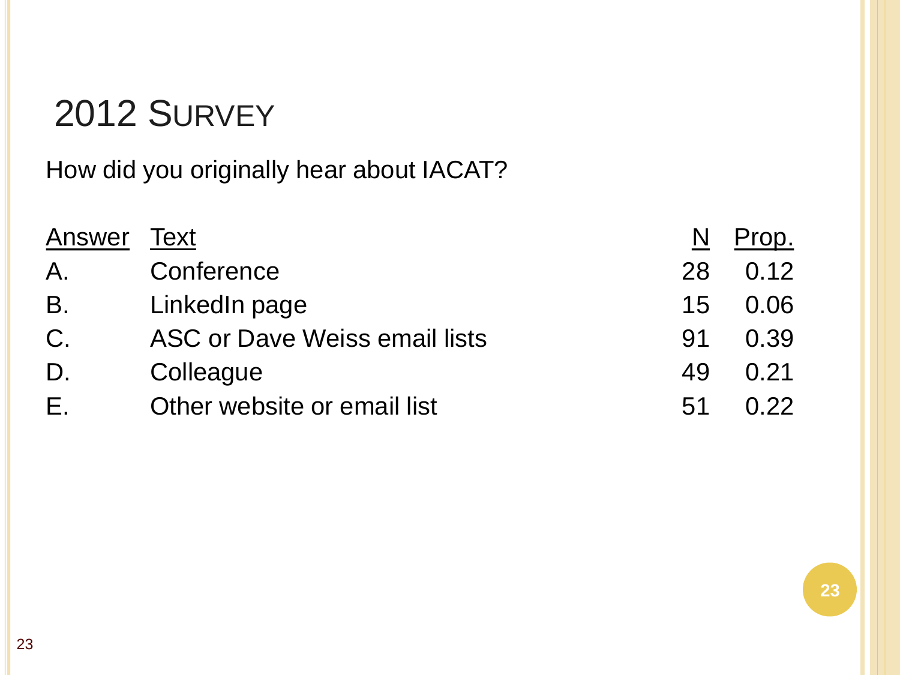# 2012 Survey

How did you originally hear about IACAT?

| Answer | Text | N | Prop. |
|---|---|---|---|
| A. | Conference | 28 | 0.12 |
| B. | LinkedIn page | 15 | 0.06 |
| C. | ASC or Dave Weiss email lists | 91 | 0.39 |
| D. | Colleague | 49 | 0.21 |
| E. | Other website or email list | 51 | 0.22 |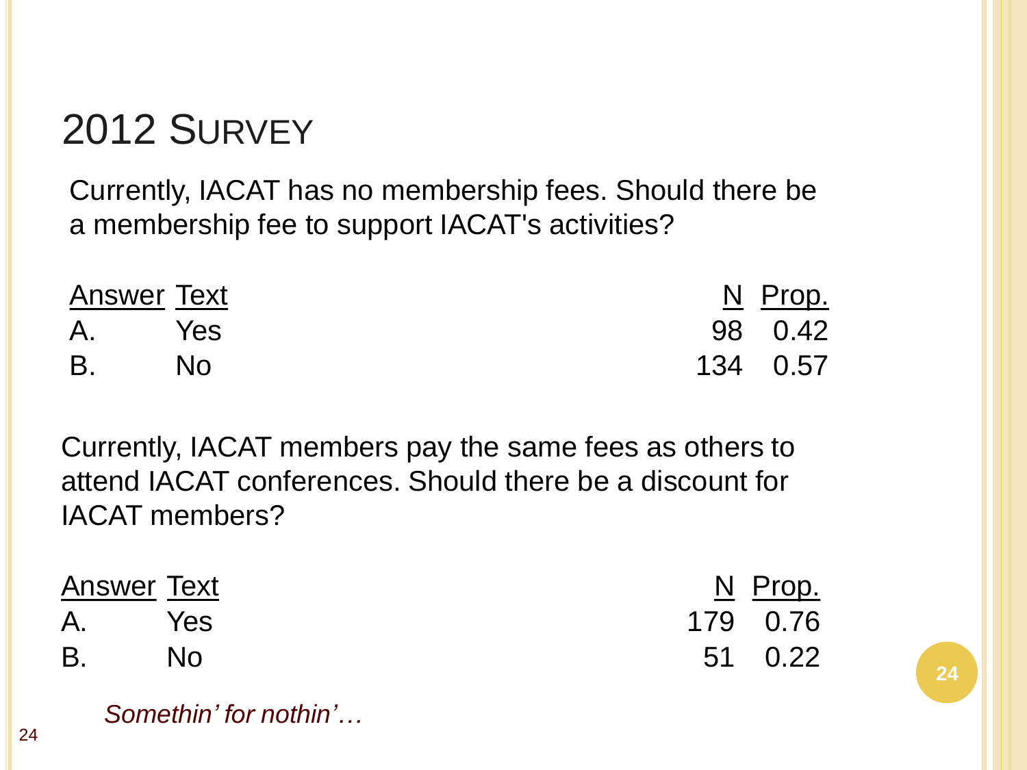# 2012 Survey

Currently, IACAT has no membership fees. Should there be a membership fee to support IACAT's activities?

| Answer | Text | N | Prop. |
|---|---|---|---|
| A. | Yes | 98 | 0.42 |
| B. | No | 134 | 0.57 |

Currently, IACAT members pay the same fees as others to attend IACAT conferences. Should there be a discount for IACAT members?

| Answer | Text | N | Prop. |
|---|---|---|---|
| A. | Yes | 179 | 0.76 |
| B. | No | 51 | 0.22 |

*Somethin' for nothin'…*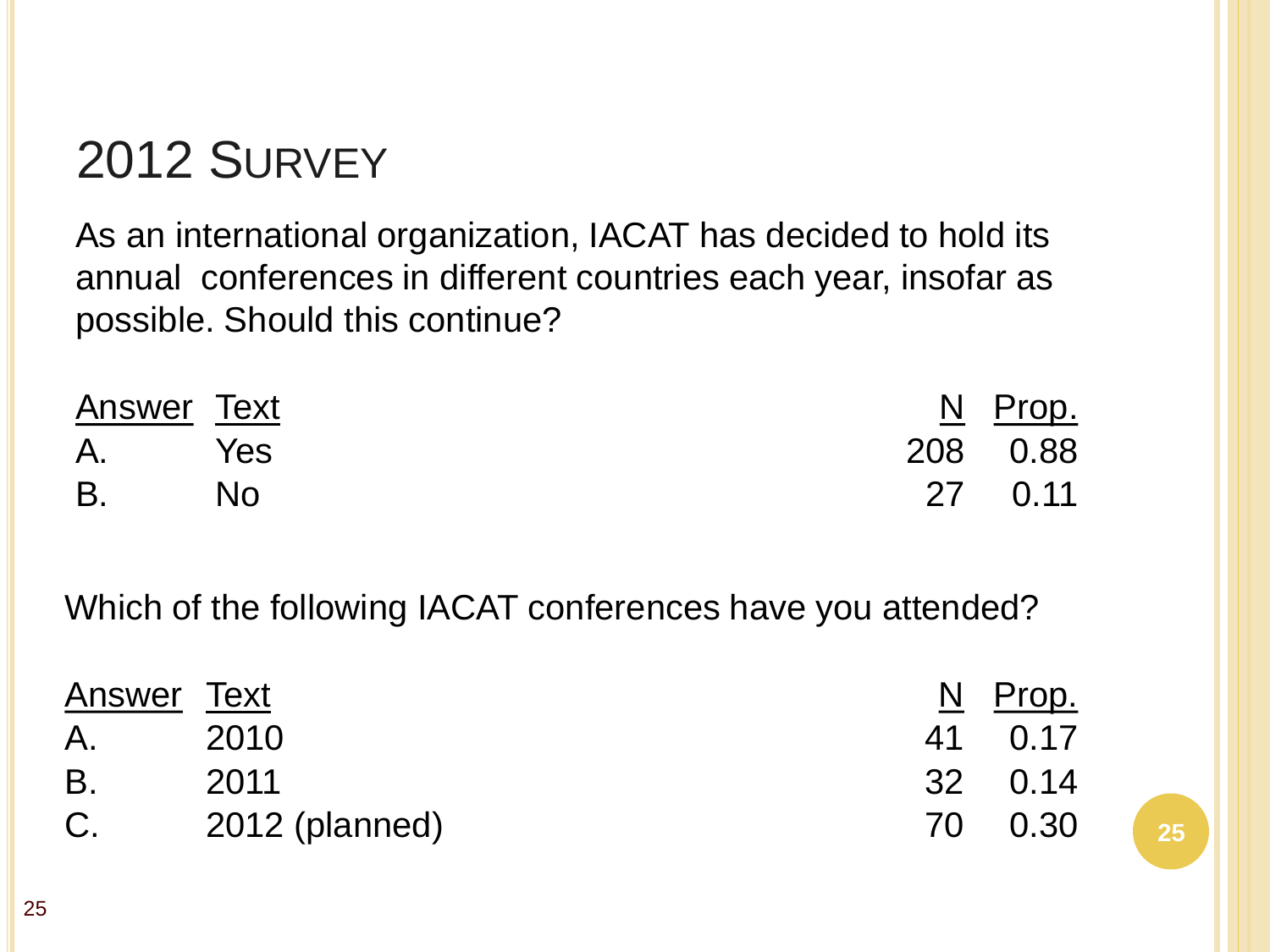# 2012 Survey

As an international organization, IACAT has decided to hold its annual conferences in different countries each year, insofar as possible. Should this continue?

| Answer | Text | N | Prop. |
|---|---|---|---|
| A. | Yes | 208 | 0.88 |
| B. | No | 27 | 0.11 |

Which of the following IACAT conferences have you attended?

| Answer | Text | N | Prop. |
|---|---|---|---|
| A. | 2010 | 41 | 0.17 |
| B. | 2011 | 32 | 0.14 |
| C. | 2012 (planned) | 70 | 0.30 |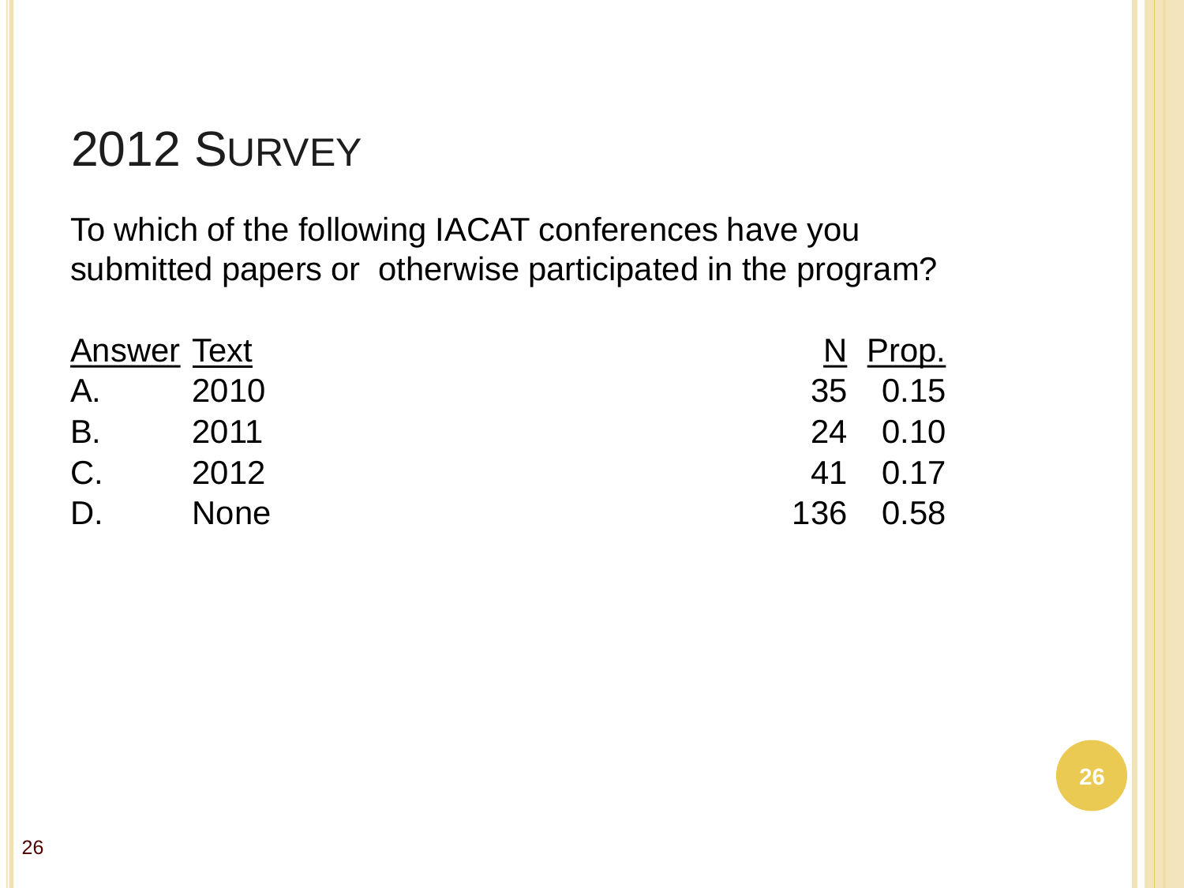# 2012 Survey

To which of the following IACAT conferences have you submitted papers or otherwise participated in the program?

| Answer | Text | N | Prop. |
|---|---|---|---|
| A. | 2010 | 35 | 0.15 |
| B. | 2011 | 24 | 0.10 |
| C. | 2012 | 41 | 0.17 |
| D. | None | 136 | 0.58 |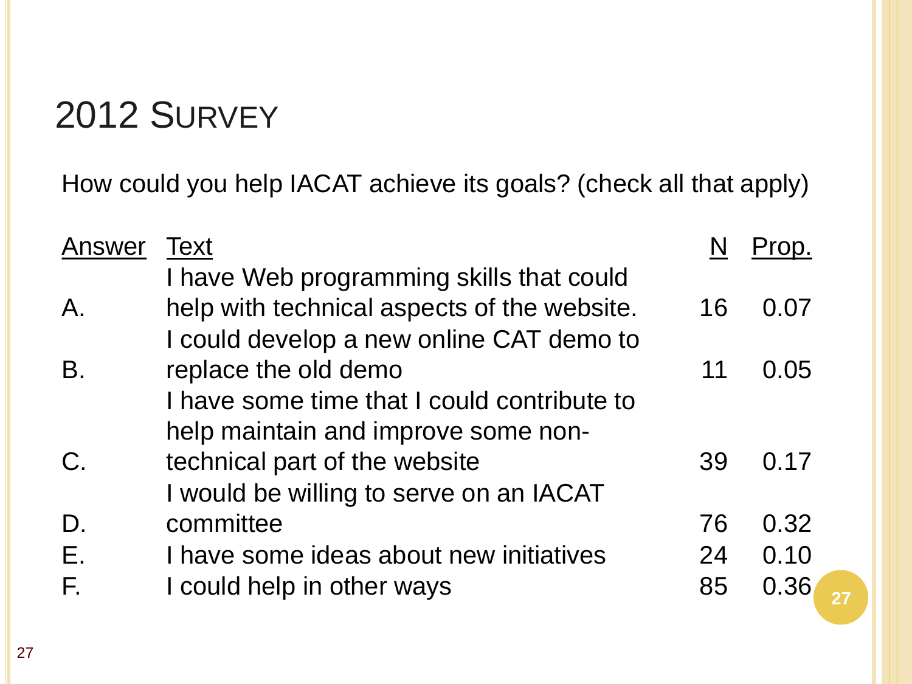# 2012 Survey

How could you help IACAT achieve its goals? (check all that apply)

| Answer | Text | N | Prop. |
|---|---|---|---|
| A. | I have Web programming skills that could help with technical aspects of the website. | 16 | 0.07 |
| B. | I could develop a new online CAT demo to replace the old demo | 11 | 0.05 |
| C. | I have some time that I could contribute to help maintain and improve some non-technical part of the website | 39 | 0.17 |
| D. | I would be willing to serve on an IACAT committee | 76 | 0.32 |
| E. | I have some ideas about new initiatives | 24 | 0.10 |
| F. | I could help in other ways | 85 | 0.36 |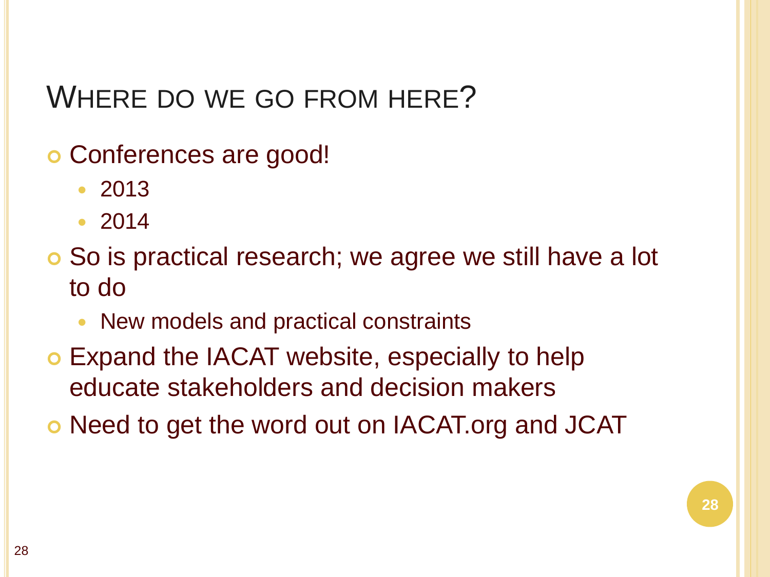# Where do we go from here?

- Conferences are good!
  - 2013
  - 2014
- So is practical research; we agree we still have a lot to do
  - New models and practical constraints
- Expand the IACAT website, especially to help educate stakeholders and decision makers
- Need to get the word out on IACAT.org and JCAT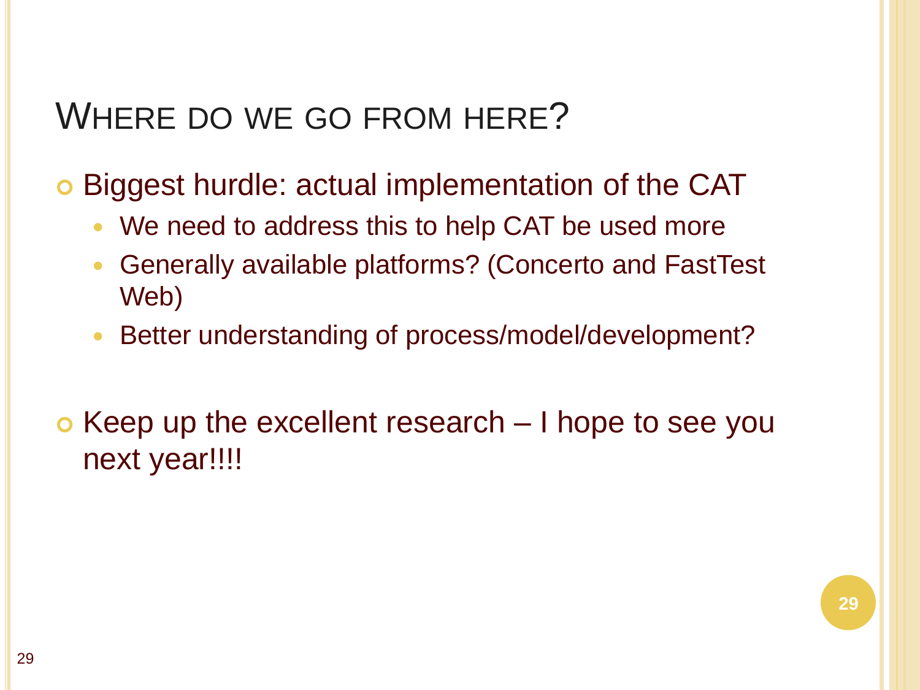# Where do we go from here?

- Biggest hurdle: actual implementation of the CAT
  - We need to address this to help CAT be used more
  - Generally available platforms? (Concerto and FastTest Web)
  - Better understanding of process/model/development?

- Keep up the excellent research – I hope to see you next year!!!!